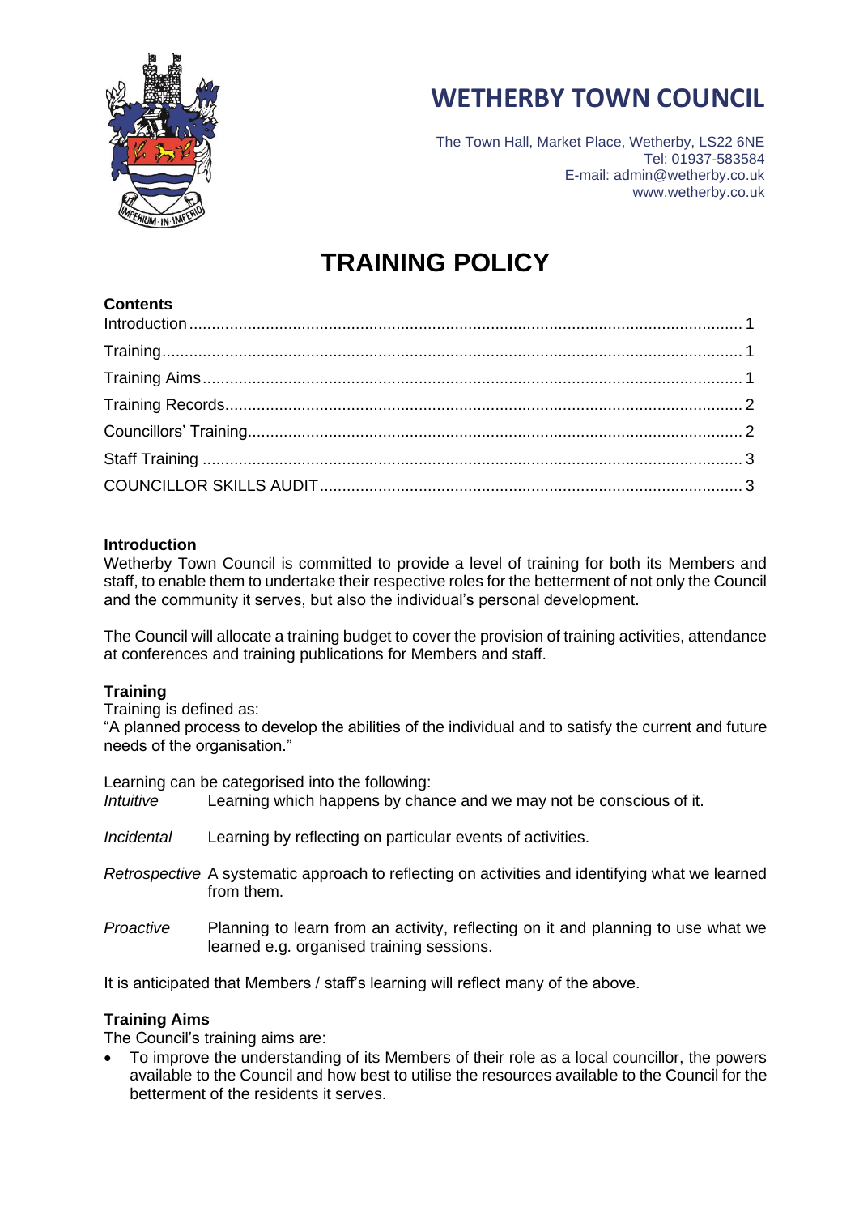# WETHERBY TOWN COUNCIL

The Town Hall, Market Place, Wetherby, LS22 6NE
Tel: 01937-583584
E-mail: admin@wetherby.co.uk
www.wetherby.co.uk

# TRAINING POLICY

**Contents**

Introduction ........ 1
Training ........ 1
Training Aims ........ 1
Training Records ........ 2
Councillors' Training ........ 2
Staff Training ........ 3
COUNCILLOR SKILLS AUDIT ........ 3

## Introduction

Wetherby Town Council is committed to provide a level of training for both its Members and staff, to enable them to undertake their respective roles for the betterment of not only the Council and the community it serves, but also the individual's personal development.

The Council will allocate a training budget to cover the provision of training activities, attendance at conferences and training publications for Members and staff.

## Training

Training is defined as:
"A planned process to develop the abilities of the individual and to satisfy the current and future needs of the organisation."

Learning can be categorised into the following:

*Intuitive* Learning which happens by chance and we may not be conscious of it.

*Incidental* Learning by reflecting on particular events of activities.

*Retrospective* A systematic approach to reflecting on activities and identifying what we learned from them.

*Proactive* Planning to learn from an activity, reflecting on it and planning to use what we learned e.g. organised training sessions.

It is anticipated that Members / staff's learning will reflect many of the above.

## Training Aims

The Council's training aims are:

- To improve the understanding of its Members of their role as a local councillor, the powers available to the Council and how best to utilise the resources available to the Council for the betterment of the residents it serves.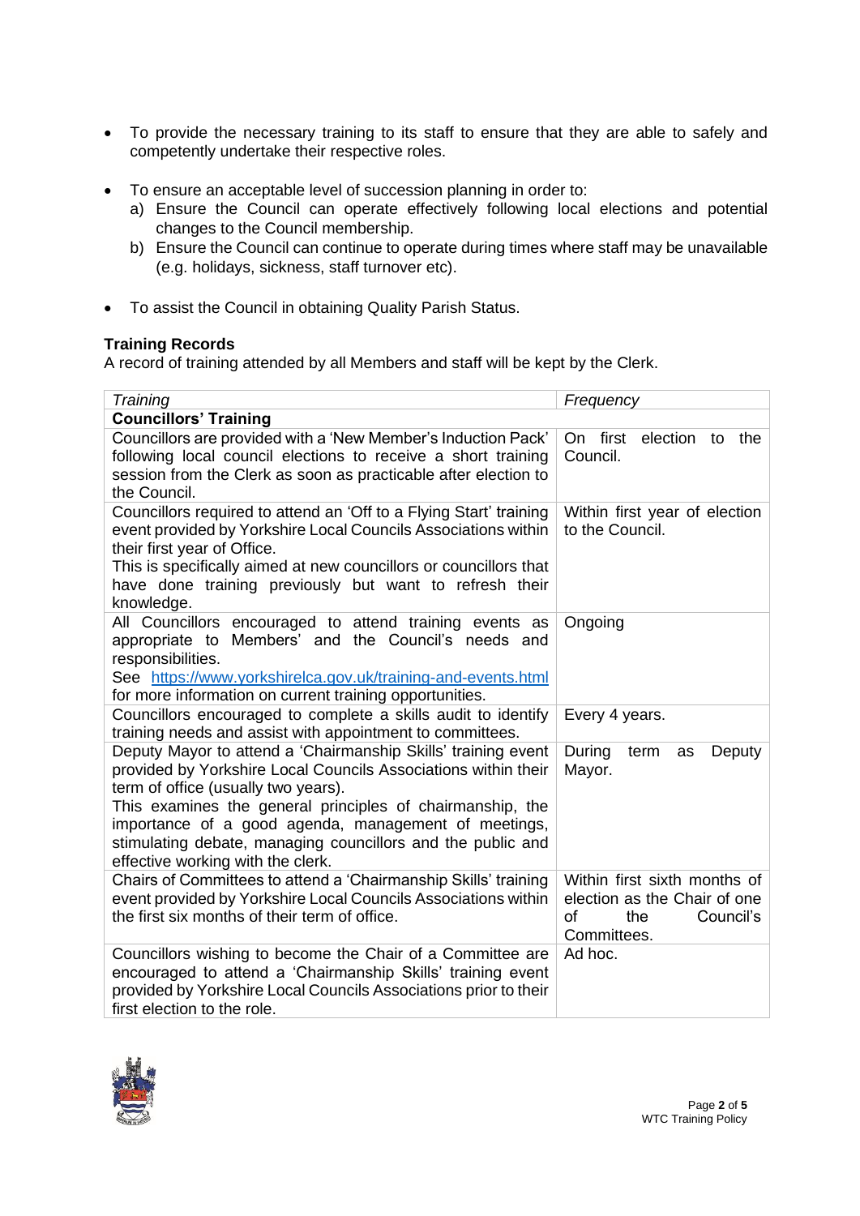- To provide the necessary training to its staff to ensure that they are able to safely and competently undertake their respective roles.

- To ensure an acceptable level of succession planning in order to:
  a) Ensure the Council can operate effectively following local elections and potential changes to the Council membership.
  b) Ensure the Council can continue to operate during times where staff may be unavailable (e.g. holidays, sickness, staff turnover etc).

- To assist the Council in obtaining Quality Parish Status.

**Training Records**
A record of training attended by all Members and staff will be kept by the Clerk.

| *Training* | *Frequency* |
|---|---|
| **Councillors' Training** | |
| Councillors are provided with a 'New Member's Induction Pack' following local council elections to receive a short training session from the Clerk as soon as practicable after election to the Council. | On first election to the Council. |
| Councillors required to attend an 'Off to a Flying Start' training event provided by Yorkshire Local Councils Associations within their first year of Office.<br>This is specifically aimed at new councillors or councillors that have done training previously but want to refresh their knowledge. | Within first year of election to the Council. |
| All Councillors encouraged to attend training events as appropriate to Members' and the Council's needs and responsibilities.<br>See [https://www.yorkshirelca.gov.uk/training-and-events.html](https://www.yorkshirelca.gov.uk/training-and-events.html) for more information on current training opportunities. | Ongoing |
| Councillors encouraged to complete a skills audit to identify training needs and assist with appointment to committees. | Every 4 years. |
| Deputy Mayor to attend a 'Chairmanship Skills' training event provided by Yorkshire Local Councils Associations within their term of office (usually two years).<br>This examines the general principles of chairmanship, the importance of a good agenda, management of meetings, stimulating debate, managing councillors and the public and effective working with the clerk. | During term as Deputy Mayor. |
| Chairs of Committees to attend a 'Chairmanship Skills' training event provided by Yorkshire Local Councils Associations within the first six months of their term of office. | Within first sixth months of election as the Chair of one of the Council's Committees. |
| Councillors wishing to become the Chair of a Committee are encouraged to attend a 'Chairmanship Skills' training event provided by Yorkshire Local Councils Associations prior to their first election to the role. | Ad hoc. |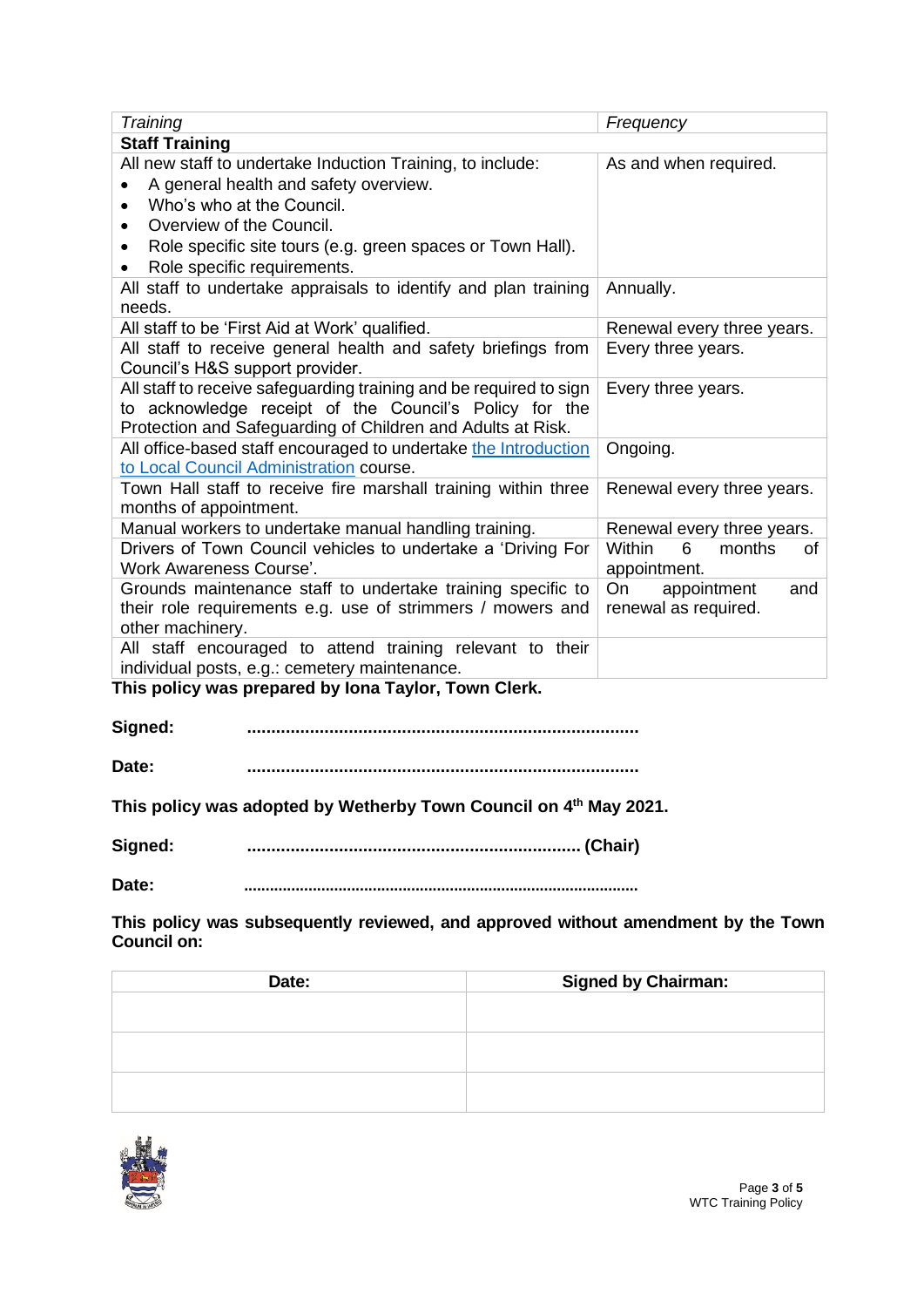| *Training* | *Frequency* |
| --- | --- |
| **Staff Training** | |
| All new staff to undertake Induction Training, to include:<br>• A general health and safety overview.<br>• Who's who at the Council.<br>• Overview of the Council.<br>• Role specific site tours (e.g. green spaces or Town Hall).<br>• Role specific requirements. | As and when required. |
| All staff to undertake appraisals to identify and plan training needs. | Annually. |
| All staff to be 'First Aid at Work' qualified. | Renewal every three years. |
| All staff to receive general health and safety briefings from Council's H&S support provider. | Every three years. |
| All staff to receive safeguarding training and be required to sign to acknowledge receipt of the Council's Policy for the Protection and Safeguarding of Children and Adults at Risk. | Every three years. |
| All office-based staff encouraged to undertake [the Introduction to Local Council Administration]() course. | Ongoing. |
| Town Hall staff to receive fire marshall training within three months of appointment. | Renewal every three years. |
| Manual workers to undertake manual handling training. | Renewal every three years. |
| Drivers of Town Council vehicles to undertake a 'Driving For Work Awareness Course'. | Within 6 months of appointment. |
| Grounds maintenance staff to undertake training specific to their role requirements e.g. use of strimmers / mowers and other machinery. | On appointment and renewal as required. |
| All staff encouraged to attend training relevant to their individual posts, e.g.: cemetery maintenance. | |

**This policy was prepared by Iona Taylor, Town Clerk.**

**Signed:** ..................................................................................

**Date:** ..................................................................................

**This policy was adopted by Wetherby Town Council on 4th May 2021.**

**Signed:** ..................................................................... **(Chair)**

**Date:** ..................................................................................

**This policy was subsequently reviewed, and approved without amendment by the Town Council on:**

| Date: | Signed by Chairman: |
| --- | --- |
| | |
| | |
| | |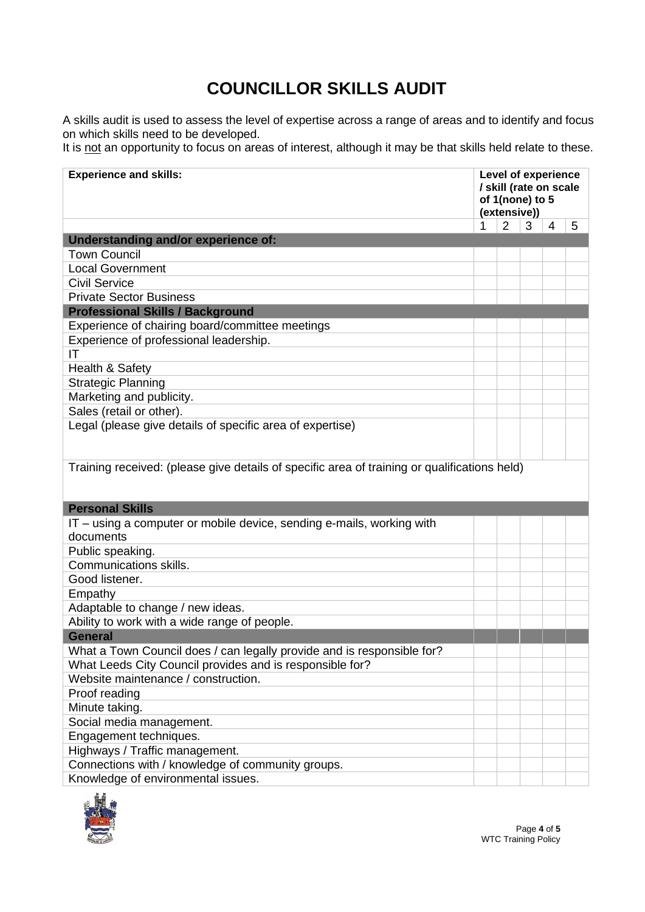# COUNCILLOR SKILLS AUDIT

A skills audit is used to assess the level of expertise across a range of areas and to identify and focus on which skills need to be developed.
It is not an opportunity to focus on areas of interest, although it may be that skills held relate to these.

| Experience and skills: | Level of experience / skill (rate on scale of 1(none) to 5 (extensive)) | | | | |
|---|---|---|---|---|---|
| | 1 | 2 | 3 | 4 | 5 |
| **Understanding and/or experience of:** | | | | | |
| Town Council | | | | | |
| Local Government | | | | | |
| Civil Service | | | | | |
| Private Sector Business | | | | | |
| **Professional Skills / Background** | | | | | |
| Experience of chairing board/committee meetings | | | | | |
| Experience of professional leadership. | | | | | |
| IT | | | | | |
| Health & Safety | | | | | |
| Strategic Planning | | | | | |
| Marketing and publicity. | | | | | |
| Sales (retail or other). | | | | | |
| Legal (please give details of specific area of expertise) | | | | | |
| Training received: (please give details of specific area of training or qualifications held) | | | | | |
| **Personal Skills** | | | | | |
| IT – using a computer or mobile device, sending e-mails, working with documents | | | | | |
| Public speaking. | | | | | |
| Communications skills. | | | | | |
| Good listener. | | | | | |
| Empathy | | | | | |
| Adaptable to change / new ideas. | | | | | |
| Ability to work with a wide range of people. | | | | | |
| **General** | | | | | |
| What a Town Council does / can legally provide and is responsible for? | | | | | |
| What Leeds City Council provides and is responsible for? | | | | | |
| Website maintenance / construction. | | | | | |
| Proof reading | | | | | |
| Minute taking. | | | | | |
| Social media management. | | | | | |
| Engagement techniques. | | | | | |
| Highways / Traffic management. | | | | | |
| Connections with / knowledge of community groups. | | | | | |
| Knowledge of environmental issues. | | | | | |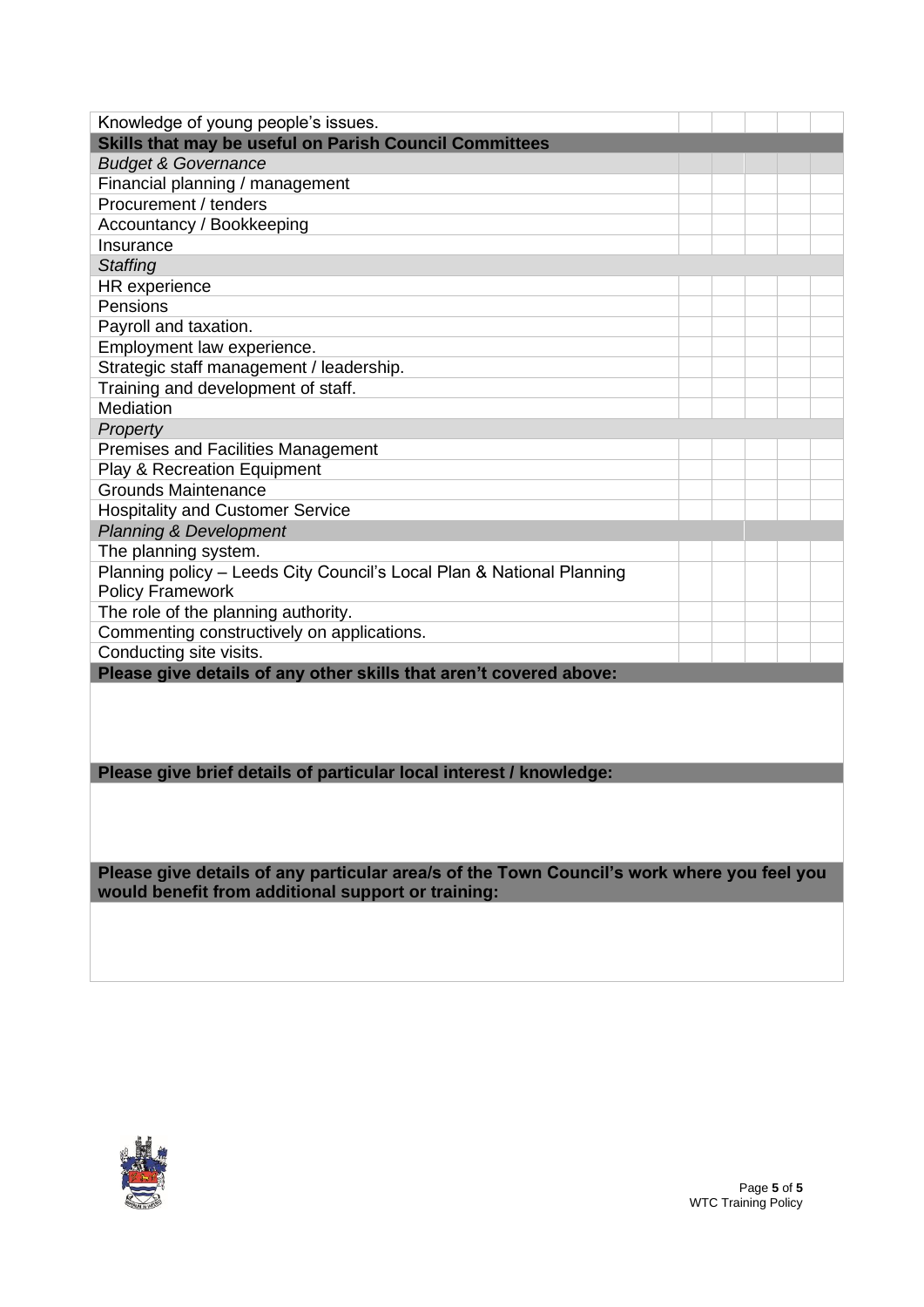| | | | | | |
|---|---|---|---|---|---|
| Knowledge of young people's issues. | | | | | |
| **Skills that may be useful on Parish Council Committees** | | | | | |
| *Budget & Governance* | | | | | |
| Financial planning / management | | | | | |
| Procurement / tenders | | | | | |
| Accountancy / Bookkeeping | | | | | |
| Insurance | | | | | |
| *Staffing* | | | | | |
| HR experience | | | | | |
| Pensions | | | | | |
| Payroll and taxation. | | | | | |
| Employment law experience. | | | | | |
| Strategic staff management / leadership. | | | | | |
| Training and development of staff. | | | | | |
| Mediation | | | | | |
| *Property* | | | | | |
| Premises and Facilities Management | | | | | |
| Play & Recreation Equipment | | | | | |
| Grounds Maintenance | | | | | |
| Hospitality and Customer Service | | | | | |
| *Planning & Development* | | | | | |
| The planning system. | | | | | |
| Planning policy – Leeds City Council's Local Plan & National Planning Policy Framework | | | | | |
| The role of the planning authority. | | | | | |
| Commenting constructively on applications. | | | | | |
| Conducting site visits. | | | | | |

**Please give details of any other skills that aren't covered above:**

**Please give brief details of particular local interest / knowledge:**

**Please give details of any particular area/s of the Town Council's work where you feel you would benefit from additional support or training:**